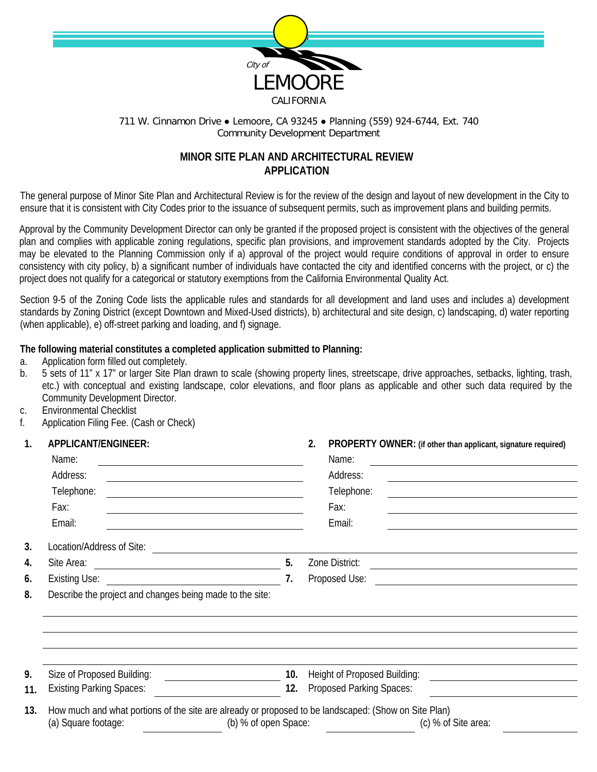City of
LEMOORE
CALIFORNIA

711 W. Cinnamon Drive ● Lemoore, CA 93245 ● Planning (559) 924-6744, Ext. 740
Community Development Department

## MINOR SITE PLAN AND ARCHITECTURAL REVIEW APPLICATION

The general purpose of Minor Site Plan and Architectural Review is for the review of the design and layout of new development in the City to ensure that it is consistent with City Codes prior to the issuance of subsequent permits, such as improvement plans and building permits.

Approval by the Community Development Director can only be granted if the proposed project is consistent with the objectives of the general plan and complies with applicable zoning regulations, specific plan provisions, and improvement standards adopted by the City. Projects may be elevated to the Planning Commission only if a) approval of the project would require conditions of approval in order to ensure consistency with city policy, b) a significant number of individuals have contacted the city and identified concerns with the project, or c) the project does not qualify for a categorical or statutory exemptions from the California Environmental Quality Act.

Section 9-5 of the Zoning Code lists the applicable rules and standards for all development and land uses and includes a) development standards by Zoning District (except Downtown and Mixed-Used districts), b) architectural and site design, c) landscaping, d) water reporting (when applicable), e) off-street parking and loading, and f) signage.

**The following material constitutes a completed application submitted to Planning:**

a. Application form filled out completely.
b. 5 sets of 11" x 17" or larger Site Plan drawn to scale (showing property lines, streetscape, drive approaches, setbacks, lighting, trash, etc.) with conceptual and existing landscape, color elevations, and floor plans as applicable and other such data required by the Community Development Director.
c. Environmental Checklist
f. Application Filing Fee. (Cash or Check)

**1. APPLICANT/ENGINEER:**

Name: ______________________
Address: ______________________
Telephone: ______________________
Fax: ______________________
Email: ______________________

**2. PROPERTY OWNER: (if other than applicant, signature required)**

Name: ______________________
Address: ______________________
Telephone: ______________________
Fax: ______________________
Email: ______________________

**3.** Location/Address of Site: ______________________

**4.** Site Area: ______________________ **5.** Zone District: ______________________

**6.** Existing Use: ______________________ **7.** Proposed Use: ______________________

**8.** Describe the project and changes being made to the site:

______________________________________________

______________________________________________

______________________________________________

______________________________________________

**9.** Size of Proposed Building: ______________ **10.** Height of Proposed Building: ______________

**11.** Existing Parking Spaces: ______________ **12.** Proposed Parking Spaces: ______________

**13.** How much and what portions of the site are already or proposed to be landscaped: (Show on Site Plan)
(a) Square footage: ____________ (b) % of open Space: ____________ (c) % of Site area: ____________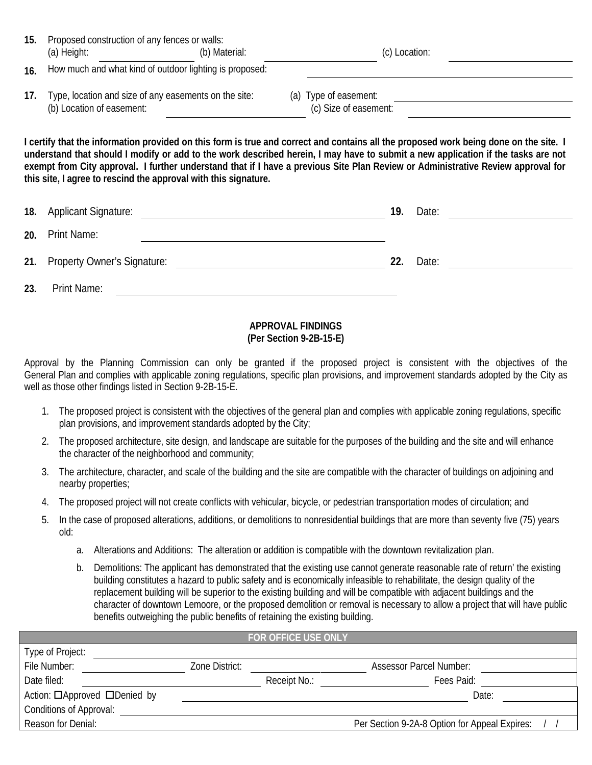**15.** Proposed construction of any fences or walls:
(a) Height: \_\_\_\_\_\_\_\_\_\_ (b) Material: \_\_\_\_\_\_\_\_\_\_ (c) Location: \_\_\_\_\_\_\_\_\_\_

**16.** How much and what kind of outdoor lighting is proposed: \_\_\_\_\_\_\_\_\_\_

**17.** Type, location and size of any easements on the site: (a) Type of easement: \_\_\_\_\_\_\_\_\_\_
(b) Location of easement: \_\_\_\_\_\_\_\_\_\_ (c) Size of easement: \_\_\_\_\_\_\_\_\_\_

**I certify that the information provided on this form is true and correct and contains all the proposed work being done on the site. I understand that should I modify or add to the work described herein, I may have to submit a new application if the tasks are not exempt from City approval. I further understand that if I have a previous Site Plan Review or Administrative Review approval for this site, I agree to rescind the approval with this signature.**

**18.** Applicant Signature: \_\_\_\_\_\_\_\_\_\_ **19.** Date: \_\_\_\_\_\_\_\_\_\_

**20.** Print Name: \_\_\_\_\_\_\_\_\_\_

**21.** Property Owner's Signature: \_\_\_\_\_\_\_\_\_\_ **22.** Date: \_\_\_\_\_\_\_\_\_\_

**23.** Print Name: \_\_\_\_\_\_\_\_\_\_

## APPROVAL FINDINGS
**(Per Section 9-2B-15-E)**

Approval by the Planning Commission can only be granted if the proposed project is consistent with the objectives of the General Plan and complies with applicable zoning regulations, specific plan provisions, and improvement standards adopted by the City as well as those other findings listed in Section 9-2B-15-E.

1. The proposed project is consistent with the objectives of the general plan and complies with applicable zoning regulations, specific plan provisions, and improvement standards adopted by the City;
2. The proposed architecture, site design, and landscape are suitable for the purposes of the building and the site and will enhance the character of the neighborhood and community;
3. The architecture, character, and scale of the building and the site are compatible with the character of buildings on adjoining and nearby properties;
4. The proposed project will not create conflicts with vehicular, bicycle, or pedestrian transportation modes of circulation; and
5. In the case of proposed alterations, additions, or demolitions to nonresidential buildings that are more than seventy five (75) years old:
   a. Alterations and Additions: The alteration or addition is compatible with the downtown revitalization plan.
   b. Demolitions: The applicant has demonstrated that the existing use cannot generate reasonable rate of return' the existing building constitutes a hazard to public safety and is economically infeasible to rehabilitate, the design quality of the replacement building will be superior to the existing building and will be compatible with adjacent buildings and the character of downtown Lemoore, or the proposed demolition or removal is necessary to allow a project that will have public benefits outweighing the public benefits of retaining the existing building.

| FOR OFFICE USE ONLY | | | | | |
|---|---|---|---|---|---|
| Type of Project: | | | | | |
| File Number: | | Zone District: | | Assessor Parcel Number: | |
| Date filed: | | Receipt No.: | | Fees Paid: | |
| Action: ☐Approved ☐Denied by | | | | Date: | |
| Conditions of Approval: | | | | | |
| Reason for Denial: | | | | Per Section 9-2A-8 Option for Appeal Expires: / / | |